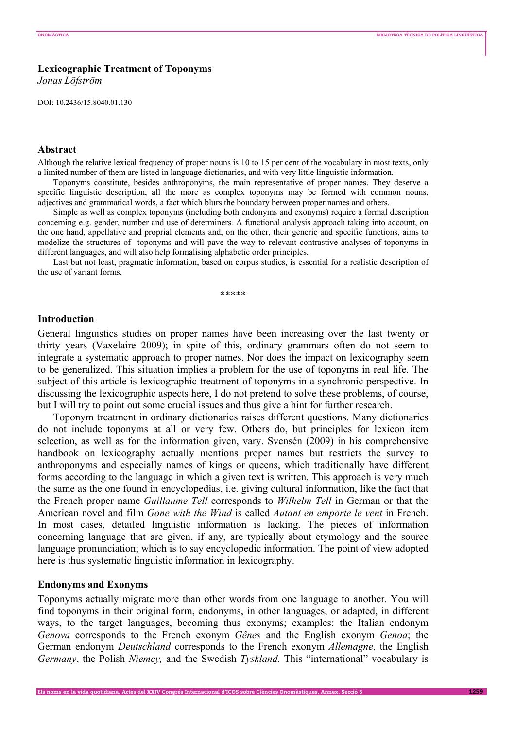# Lexicographic Treatment of Toponyms

*Jonas Löfström*

DOI: 10.2436/15.8040.01.130

## Abstract

Although the relative lexical frequency of proper nouns is 10 to 15 per cent of the vocabulary in most texts, only a limited number of them are listed in language dictionaries, and with very little linguistic information.

Toponyms constitute, besides anthroponyms, the main representative of proper names. They deserve a specific linguistic description, all the more as complex toponyms may be formed with common nouns, adjectives and grammatical words, a fact which blurs the boundary between proper names and others.

Simple as well as complex toponyms (including both endonyms and exonyms) require a formal description concerning e.g. gender, number and use of determiners. A functional analysis approach taking into account, on the one hand, appellative and proprial elements and, on the other, their generic and specific functions, aims to modelize the structures of toponyms and will pave the way to relevant contrastive analyses of toponyms in different languages, and will also help formalising alphabetic order principles.

Last but not least, pragmatic information, based on corpus studies, is essential for a realistic description of the use of variant forms.

*****

## Introduction

General linguistics studies on proper names have been increasing over the last twenty or thirty years (Vaxelaire 2009); in spite of this, ordinary grammars often do not seem to integrate a systematic approach to proper names. Nor does the impact on lexicography seem to be generalized. This situation implies a problem for the use of toponyms in real life. The subject of this article is lexicographic treatment of toponyms in a synchronic perspective. In discussing the lexicographic aspects here, I do not pretend to solve these problems, of course, but I will try to point out some crucial issues and thus give a hint for further research.

Toponym treatment in ordinary dictionaries raises different questions. Many dictionaries do not include toponyms at all or very few. Others do, but principles for lexicon item selection, as well as for the information given, vary. Svensén (2009) in his comprehensive handbook on lexicography actually mentions proper names but restricts the survey to anthroponyms and especially names of kings or queens, which traditionally have different forms according to the language in which a given text is written. This approach is very much the same as the one found in encyclopedias, i.e. giving cultural information, like the fact that the French proper name *Guillaume Tell* corresponds to *Wilhelm Tell* in German or that the American novel and film *Gone with the Wind* is called *Autant en emporte le vent* in French. In most cases, detailed linguistic information is lacking. The pieces of information concerning language that are given, if any, are typically about etymology and the source language pronunciation; which is to say encyclopedic information. The point of view adopted here is thus systematic linguistic information in lexicography.

## Endonyms and Exonyms

Toponyms actually migrate more than other words from one language to another. You will find toponyms in their original form, endonyms, in other languages, or adapted, in different ways, to the target languages, becoming thus exonyms; examples: the Italian endonym *Genova* corresponds to the French exonym *Gênes* and the English exonym *Genoa*; the German endonym *Deutschland* corresponds to the French exonym *Allemagne*, the English *Germany*, the Polish *Niemcy,* and the Swedish *Tyskland.* This "international" vocabulary is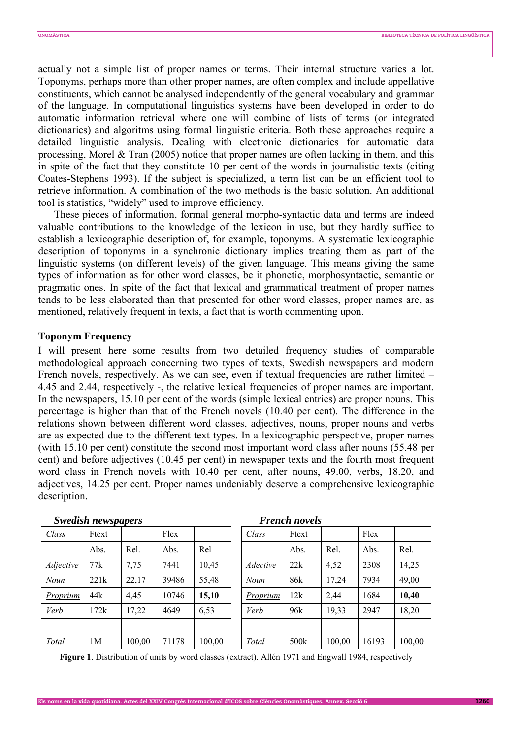actually not a simple list of proper names or terms. Their internal structure varies a lot. Toponyms, perhaps more than other proper names, are often complex and include appellative constituents, which cannot be analysed independently of the general vocabulary and grammar of the language. In computational linguistics systems have been developed in order to do automatic information retrieval where one will combine of lists of terms (or integrated dictionaries) and algoritms using formal linguistic criteria. Both these approaches require a detailed linguistic analysis. Dealing with electronic dictionaries for automatic data processing, Morel & Tran (2005) notice that proper names are often lacking in them, and this in spite of the fact that they constitute 10 per cent of the words in journalistic texts (citing Coates-Stephens 1993). If the subject is specialized, a term list can be an efficient tool to retrieve information. A combination of the two methods is the basic solution. An additional tool is statistics, "widely" used to improve efficiency.

These pieces of information, formal general morpho-syntactic data and terms are indeed valuable contributions to the knowledge of the lexicon in use, but they hardly suffice to establish a lexicographic description of, for example, toponyms. A systematic lexicographic description of toponyms in a synchronic dictionary implies treating them as part of the linguistic systems (on different levels) of the given language. This means giving the same types of information as for other word classes, be it phonetic, morphosyntactic, semantic or pragmatic ones. In spite of the fact that lexical and grammatical treatment of proper names tends to be less elaborated than that presented for other word classes, proper names are, as mentioned, relatively frequent in texts, a fact that is worth commenting upon.

## Toponym Frequency

I will present here some results from two detailed frequency studies of comparable methodological approach concerning two types of texts, Swedish newspapers and modern French novels, respectively. As we can see, even if textual frequencies are rather limited – 4.45 and 2.44, respectively -, the relative lexical frequencies of proper names are important. In the newspapers, 15.10 per cent of the words (simple lexical entries) are proper nouns. This percentage is higher than that of the French novels (10.40 per cent). The difference in the relations shown between different word classes, adjectives, nouns, proper nouns and verbs are as expected due to the different text types. In a lexicographic perspective, proper names (with 15.10 per cent) constitute the second most important word class after nouns (55.48 per cent) and before adjectives (10.45 per cent) in newspaper texts and the fourth most frequent word class in French novels with 10.40 per cent, after nouns, 49.00, verbs, 18.20, and adjectives, 14.25 per cent. Proper names undeniably deserve a comprehensive lexicographic description.

***Swedish newspapers***

| *Class* | Ftext | | Flex | |
|---|---|---|---|---|
| | Abs. | Rel. | Abs. | Rel |
| *Adjective* | 77k | 7,75 | 7441 | 10,45 |
| *Noun* | 221k | 22,17 | 39486 | 55,48 |
| *Proprium* | 44k | 4,45 | 10746 | **15,10** |
| *Verb* | 172k | 17,22 | 4649 | 6,53 |
| | | | | |
| *Total* | 1M | 100,00 | 71178 | 100,00 |

***French novels***

| *Class* | Ftext | | Flex | |
|---|---|---|---|---|
| | Abs. | Rel. | Abs. | Rel. |
| *Adective* | 22k | 4,52 | 2308 | 14,25 |
| *Noun* | 86k | 17,24 | 7934 | 49,00 |
| *Proprium* | 12k | 2,44 | 1684 | **10,40** |
| *Verb* | 96k | 19,33 | 2947 | 18,20 |
| | | | | |
| *Total* | 500k | 100,00 | 16193 | 100,00 |

**Figure 1**. Distribution of units by word classes (extract). Allén 1971 and Engwall 1984, respectively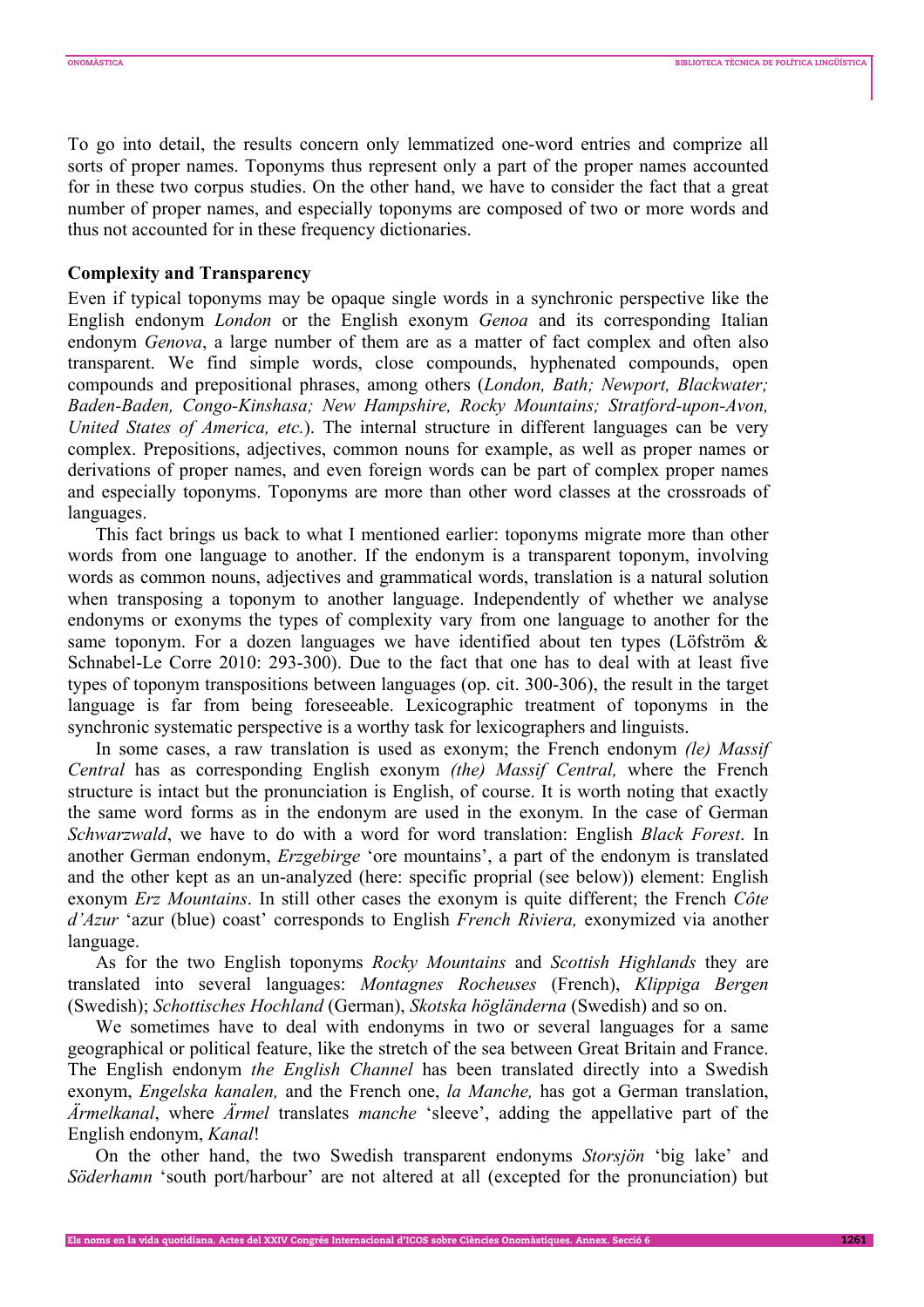To go into detail, the results concern only lemmatized one-word entries and comprize all sorts of proper names. Toponyms thus represent only a part of the proper names accounted for in these two corpus studies. On the other hand, we have to consider the fact that a great number of proper names, and especially toponyms are composed of two or more words and thus not accounted for in these frequency dictionaries.

**Complexity and Transparency**

Even if typical toponyms may be opaque single words in a synchronic perspective like the English endonym *London* or the English exonym *Genoa* and its corresponding Italian endonym *Genova*, a large number of them are as a matter of fact complex and often also transparent. We find simple words, close compounds, hyphenated compounds, open compounds and prepositional phrases, among others (*London, Bath; Newport, Blackwater; Baden-Baden, Congo-Kinshasa; New Hampshire, Rocky Mountains; Stratford-upon-Avon, United States of America, etc.*). The internal structure in different languages can be very complex. Prepositions, adjectives, common nouns for example, as well as proper names or derivations of proper names, and even foreign words can be part of complex proper names and especially toponyms. Toponyms are more than other word classes at the crossroads of languages.

This fact brings us back to what I mentioned earlier: toponyms migrate more than other words from one language to another. If the endonym is a transparent toponym, involving words as common nouns, adjectives and grammatical words, translation is a natural solution when transposing a toponym to another language. Independently of whether we analyse endonyms or exonyms the types of complexity vary from one language to another for the same toponym. For a dozen languages we have identified about ten types (Löfström & Schnabel-Le Corre 2010: 293-300). Due to the fact that one has to deal with at least five types of toponym transpositions between languages (op. cit. 300-306), the result in the target language is far from being foreseeable. Lexicographic treatment of toponyms in the synchronic systematic perspective is a worthy task for lexicographers and linguists.

In some cases, a raw translation is used as exonym; the French endonym *(le) Massif Central* has as corresponding English exonym *(the) Massif Central,* where the French structure is intact but the pronunciation is English, of course. It is worth noting that exactly the same word forms as in the endonym are used in the exonym. In the case of German *Schwarzwald*, we have to do with a word for word translation: English *Black Forest*. In another German endonym, *Erzgebirge* 'ore mountains', a part of the endonym is translated and the other kept as an un-analyzed (here: specific proprial (see below)) element: English exonym *Erz Mountains*. In still other cases the exonym is quite different; the French *Côte d'Azur* 'azur (blue) coast' corresponds to English *French Riviera,* exonymized via another language.

As for the two English toponyms *Rocky Mountains* and *Scottish Highlands* they are translated into several languages: *Montagnes Rocheuses* (French), *Klippiga Bergen* (Swedish); *Schottisches Hochland* (German), *Skotska högländerna* (Swedish) and so on.

We sometimes have to deal with endonyms in two or several languages for a same geographical or political feature, like the stretch of the sea between Great Britain and France. The English endonym *the English Channel* has been translated directly into a Swedish exonym, *Engelska kanalen,* and the French one, *la Manche,* has got a German translation, *Ärmelkanal*, where *Ärmel* translates *manche* 'sleeve', adding the appellative part of the English endonym, *Kanal*!

On the other hand, the two Swedish transparent endonyms *Storsjön* 'big lake' and *Söderhamn* 'south port/harbour' are not altered at all (excepted for the pronunciation) but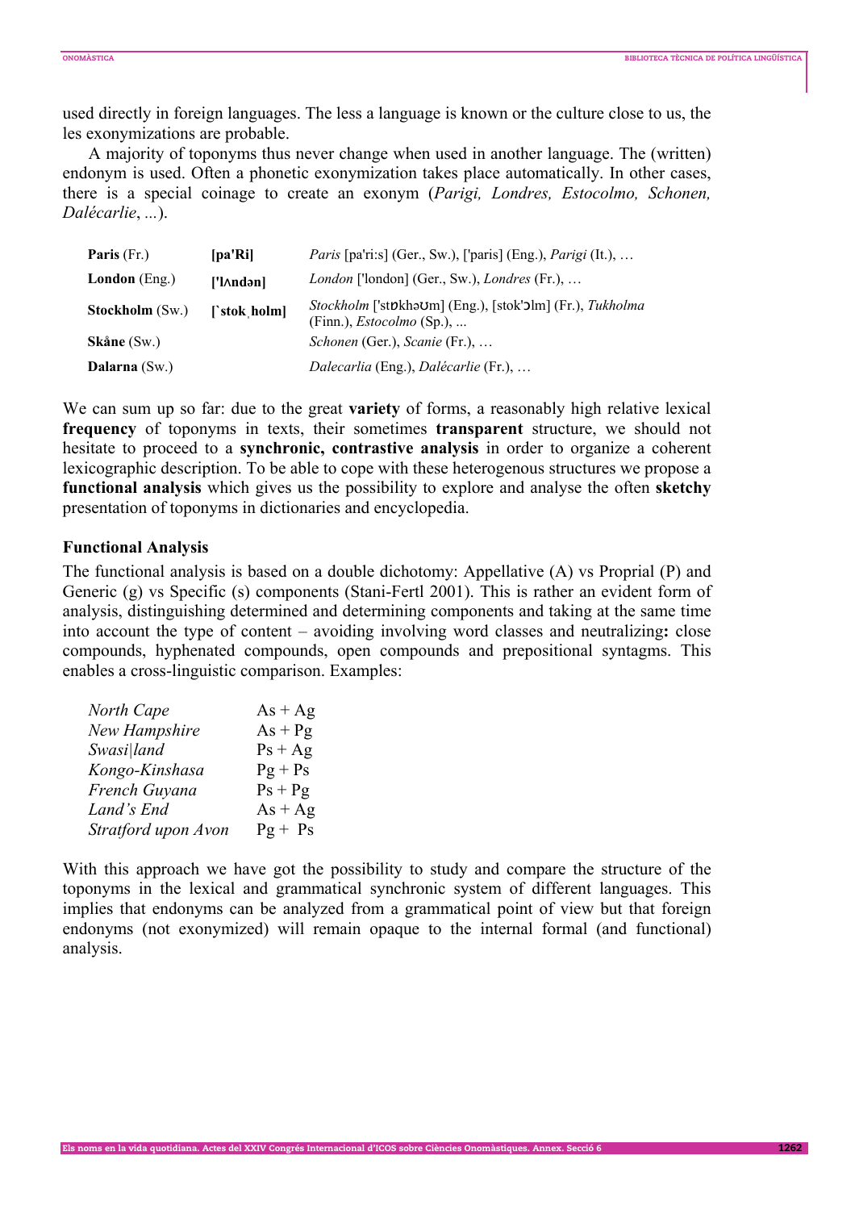used directly in foreign languages. The less a language is known or the culture close to us, the les exonymizations are probable.

A majority of toponyms thus never change when used in another language. The (written) endonym is used. Often a phonetic exonymization takes place automatically. In other cases, there is a special coinage to create an exonym (*Parigi, Londres, Estocolmo, Schonen, Dalécarlie*, ...).

| | | |
|---|---|---|
| **Paris** (Fr.) | **[pa'Ri]** | *Paris* [pa'ri:s] (Ger., Sw.), ['paris] (Eng.), *Parigi* (It.), … |
| **London** (Eng.) | **['lʌndən]** | *London* ['london] (Ger., Sw.), *Londres* (Fr.), … |
| **Stockholm** (Sw.) | **[`stok ˌholm]** | *Stockholm* ['stɒkhəʊm] (Eng.), [stok'ɔlm] (Fr.), *Tukholma* (Finn.), *Estocolmo* (Sp.), ... |
| **Skåne** (Sw.) | | *Schonen* (Ger.), *Scanie* (Fr.), … |
| **Dalarna** (Sw.) | | *Dalecarlia* (Eng.), *Dalécarlie* (Fr.), … |

We can sum up so far: due to the great **variety** of forms, a reasonably high relative lexical **frequency** of toponyms in texts, their sometimes **transparent** structure, we should not hesitate to proceed to a **synchronic, contrastive analysis** in order to organize a coherent lexicographic description. To be able to cope with these heterogenous structures we propose a **functional analysis** which gives us the possibility to explore and analyse the often **sketchy** presentation of toponyms in dictionaries and encyclopedia.

## Functional Analysis

The functional analysis is based on a double dichotomy: Appellative (A) vs Proprial (P) and Generic (g) vs Specific (s) components (Stani-Fertl 2001). This is rather an evident form of analysis, distinguishing determined and determining components and taking at the same time into account the type of content – avoiding involving word classes and neutralizing**:** close compounds, hyphenated compounds, open compounds and prepositional syntagms. This enables a cross-linguistic comparison. Examples:

| | |
|---|---|
| *North Cape* | As + Ag |
| *New Hampshire* | As + Pg |
| *Swasi\|land* | Ps + Ag |
| *Kongo-Kinshasa* | Pg + Ps |
| *French Guyana* | Ps + Pg |
| *Land's End* | As + Ag |
| *Stratford upon Avon* | Pg + Ps |

With this approach we have got the possibility to study and compare the structure of the toponyms in the lexical and grammatical synchronic system of different languages. This implies that endonyms can be analyzed from a grammatical point of view but that foreign endonyms (not exonymized) will remain opaque to the internal formal (and functional) analysis.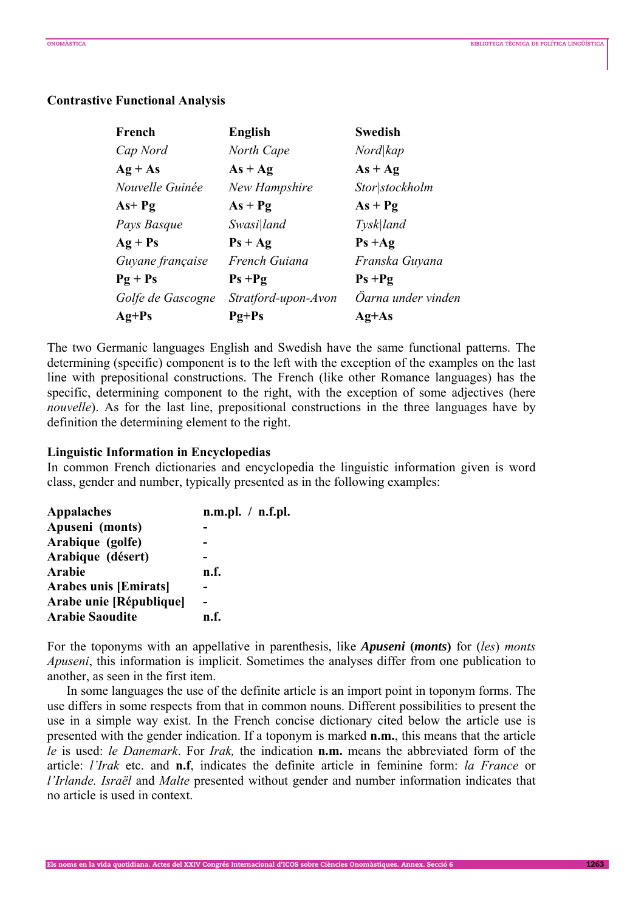**Contrastive Functional Analysis**

| French | English | Swedish |
|---|---|---|
| *Cap Nord* | *North Cape* | *Nord\|kap* |
| **Ag + As** | **As + Ag** | **As + Ag** |
| *Nouvelle Guinée* | *New Hampshire* | *Stor\|stockholm* |
| **As+ Pg** | **As + Pg** | **As + Pg** |
| *Pays Basque* | *Swasi\|land* | *Tysk\|land* |
| **Ag + Ps** | **Ps + Ag** | **Ps +Ag** |
| *Guyane française* | *French Guiana* | *Franska Guyana* |
| **Pg + Ps** | **Ps +Pg** | **Ps +Pg** |
| *Golfe de Gascogne* | *Stratford-upon-Avon* | *Öarna under vinden* |
| **Ag+Ps** | **Pg+Ps** | **Ag+As** |

The two Germanic languages English and Swedish have the same functional patterns. The determining (specific) component is to the left with the exception of the examples on the last line with prepositional constructions. The French (like other Romance languages) has the specific, determining component to the right, with the exception of some adjectives (here *nouvelle*). As for the last line, prepositional constructions in the three languages have by definition the determining element to the right.

**Linguistic Information in Encyclopedias**

In common French dictionaries and encyclopedia the linguistic information given is word class, gender and number, typically presented as in the following examples:

| | |
|---|---|
| **Appalaches** | **n.m.pl. / n.f.pl.** |
| **Apuseni (monts)** | **-** |
| **Arabique (golfe)** | **-** |
| **Arabique (désert)** | **-** |
| **Arabie** | **n.f.** |
| **Arabes unis [Emirats]** | **-** |
| **Arabe unie [République]** | **-** |
| **Arabie Saoudite** | **n.f.** |

For the toponyms with an appellative in parenthesis, like ***Apuseni* (*monts*)** for (*les*) *monts Apuseni*, this information is implicit. Sometimes the analyses differ from one publication to another, as seen in the first item.

In some languages the use of the definite article is an import point in toponym forms. The use differs in some respects from that in common nouns. Different possibilities to present the use in a simple way exist. In the French concise dictionary cited below the article use is presented with the gender indication. If a toponym is marked **n.m.**, this means that the article *le* is used: *le Danemark*. For *Irak,* the indication **n.m.** means the abbreviated form of the article: *l'Irak* etc. and **n.f**, indicates the definite article in feminine form: *la France* or *l'Irlande. Israël* and *Malte* presented without gender and number information indicates that no article is used in context.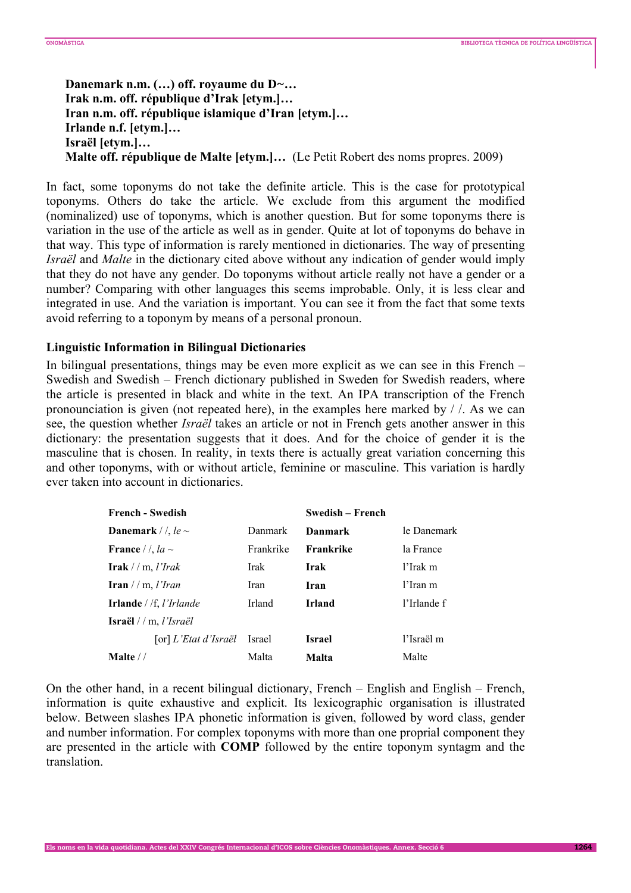**Danemark n.m. (…) off. royaume du D~…**
**Irak n.m. off. république d'Irak [etym.]…**
**Iran n.m. off. république islamique d'Iran [etym.]…**
**Irlande n.f. [etym.]…**
**Israël [etym.]…**
**Malte off. république de Malte [etym.]…** (Le Petit Robert des noms propres. 2009)

In fact, some toponyms do not take the definite article. This is the case for prototypical toponyms. Others do take the article. We exclude from this argument the modified (nominalized) use of toponyms, which is another question. But for some toponyms there is variation in the use of the article as well as in gender. Quite at lot of toponyms do behave in that way. This type of information is rarely mentioned in dictionaries. The way of presenting *Israël* and *Malte* in the dictionary cited above without any indication of gender would imply that they do not have any gender. Do toponyms without article really not have a gender or a number? Comparing with other languages this seems improbable. Only, it is less clear and integrated in use. And the variation is important. You can see it from the fact that some texts avoid referring to a toponym by means of a personal pronoun.

### Linguistic Information in Bilingual Dictionaries

In bilingual presentations, things may be even more explicit as we can see in this French – Swedish and Swedish – French dictionary published in Sweden for Swedish readers, where the article is presented in black and white in the text. An IPA transcription of the French pronounciation is given (not repeated here), in the examples here marked by / /. As we can see, the question whether *Israël* takes an article or not in French gets another answer in this dictionary: the presentation suggests that it does. And for the choice of gender it is the masculine that is chosen. In reality, in texts there is actually great variation concerning this and other toponyms, with or without article, feminine or masculine. This variation is hardly ever taken into account in dictionaries.

| **French - Swedish** | | **Swedish – French** | |
|---|---|---|---|
| **Danemark** / /, *le ~* | Danmark | **Danmark** | le Danemark |
| **France** / /, *la ~* | Frankrike | **Frankrike** | la France |
| **Irak** / / m, *l'Irak* | Irak | **Irak** | l'Irak m |
| **Iran** / / m, *l'Iran* | Iran | **Iran** | l'Iran m |
| **Irlande** / /f, *l'Irlande* | Irland | **Irland** | l'Irlande f |
| **Israël** / / m, *l'Israël* | | | |
| [or] *L'Etat d'Israël* | Israel | **Israel** | l'Israël m |
| **Malte** / / | Malta | **Malta** | Malte |

On the other hand, in a recent bilingual dictionary, French – English and English – French, information is quite exhaustive and explicit. Its lexicographic organisation is illustrated below. Between slashes IPA phonetic information is given, followed by word class, gender and number information. For complex toponyms with more than one proprial component they are presented in the article with **COMP** followed by the entire toponym syntagm and the translation.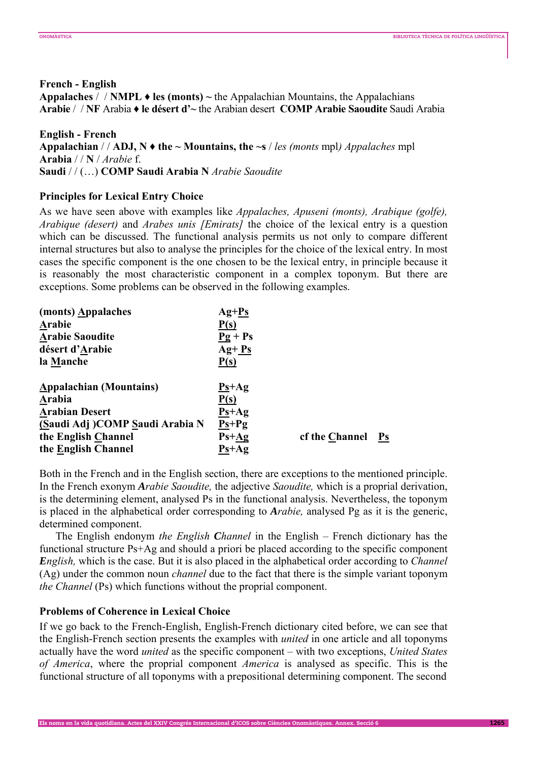**French - English**
**Appalaches** / / **NMPL ♦ les (monts) ~** the Appalachian Mountains, the Appalachians
**Arabie** / / **NF** Arabia **♦ le désert d'~** the Arabian desert **COMP Arabie Saoudite** Saudi Arabia

**English - French**
**Appalachian** / / **ADJ, N ♦ the ~ Mountains, the ~s** / *les (monts* mpl*) Appalaches* mpl
**Arabia** / / **N** / *Arabie* f.
**Saudi** / / (…) **COMP Saudi Arabia N** *Arabie Saoudite*

### Principles for Lexical Entry Choice

As we have seen above with examples like *Appalaches, Apuseni (monts), Arabique (golfe), Arabique (desert)* and *Arabes unis [Emirats]* the choice of the lexical entry is a question which can be discussed. The functional analysis permits us not only to compare different internal structures but also to analyse the principles for the choice of the lexical entry. In most cases the specific component is the one chosen to be the lexical entry, in principle because it is reasonably the most characteristic component in a complex toponym. But there are exceptions. Some problems can be observed in the following examples.

| | | | |
|---|---|---|---|
| **(monts) <u>A</u>ppalaches** | **Ag+<u>Ps</u>** | | |
| **<u>A</u>rabie** | **<u>P(s)</u>** | | |
| **<u>A</u>rabie Saoudite** | **<u>Pg</u> + Ps** | | |
| **désert d'<u>A</u>rabie** | **Ag+ <u>Ps</u>** | | |
| **la <u>M</u>anche** | **<u>P(s)</u>** | | |
| | | | |
| **<u>A</u>ppalachian (Mountains)** | **<u>Ps</u>+Ag** | | |
| **<u>A</u>rabia** | **<u>P(s)</u>** | | |
| **<u>A</u>rabian Desert** | **<u>Ps</u>+Ag** | | |
| **(<u>S</u>audi Adj )COMP <u>S</u>audi Arabia N** | **<u>Ps</u>+Pg** | | |
| **the English <u>C</u>hannel** | **Ps+<u>Ag</u>** | **cf the <u>C</u>hannel** | **<u>Ps</u>** |
| **the <u>E</u>nglish Channel** | **<u>Ps</u>+Ag** | | |

Both in the French and in the English section, there are exceptions to the mentioned principle. In the French exonym ***A**rabie Saoudite,* the adjective *Saoudite,* which is a proprial derivation, is the determining element, analysed Ps in the functional analysis. Nevertheless, the toponym is placed in the alphabetical order corresponding to ***A**rabie,* analysed Pg as it is the generic, determined component.

The English endonym *the English **C**hannel* in the English – French dictionary has the functional structure Ps+Ag and should a priori be placed according to the specific component ***E**nglish,* which is the case. But it is also placed in the alphabetical order according to *Channel* (Ag) under the common noun *channel* due to the fact that there is the simple variant toponym *the Channel* (Ps) which functions without the proprial component.

### Problems of Coherence in Lexical Choice

If we go back to the French-English, English-French dictionary cited before, we can see that the English-French section presents the examples with *united* in one article and all toponyms actually have the word *united* as the specific component – with two exceptions, *United States of America*, where the proprial component *America* is analysed as specific. This is the functional structure of all toponyms with a prepositional determining component. The second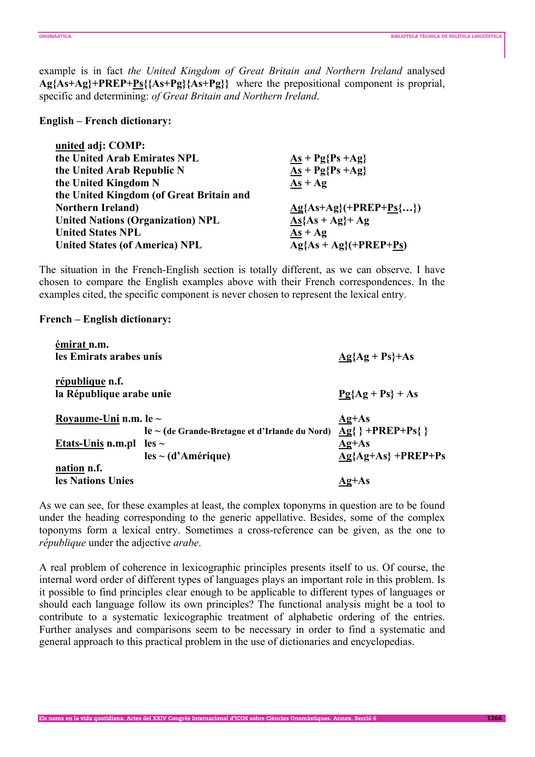example is in fact *the United Kingdom of Great Britain and Northern Ireland* analysed **Ag{As+Ag}+PREP+<u>Ps</u>{{As+Pg}{As+Pg}}** where the prepositional component is proprial, specific and determining: *of Great Britain and Northern Ireland*.

**English – French dictionary:**

| | |
|---|---|
| **<u>united</u> adj: COMP:** | |
| **the United Arab Emirates NPL** | **<u>As</u> + Pg{Ps +Ag}** |
| **the United Arab Republic N** | **<u>As</u> + Pg{Ps +Ag}** |
| **the United Kingdom N** | **<u>As</u> + Ag** |
| **the United Kingdom (of Great Britain and Northern Ireland)** | **<u>Ag</u>{As+Ag}(+PREP+<u>Ps</u>{…})** |
| **United Nations (Organization) NPL** | **<u>As</u>{As + Ag}+ Ag** |
| **United States NPL** | **<u>As</u> + Ag** |
| **United States (of America) NPL** | **Ag{As + Ag}(+PREP+<u>Ps</u>)** |

The situation in the French-English section is totally different, as we can observe. I have chosen to compare the English examples above with their French correspondences. In the examples cited, the specific component is never chosen to represent the lexical entry.

**French – English dictionary:**

| | | |
|---|---|---|
| **<u>émirat</u> n.m.** | | |
| **les Emirats arabes unis** | | **<u>Ag</u>{Ag + Ps}+As** |
| **<u>république</u> n.f.** | | |
| **la République arabe unie** | | **<u>Pg</u>{Ag + Ps} + As** |
| **<u>Royaume-Uni</u> n.m. le ~** | | **<u>Ag</u>+As** |
| | **le ~ (de Grande-Bretagne et d'Irlande du Nord)** | **<u>Ag</u>{ } +PREP+Ps{ }** |
| **<u>Etats-Unis</u> n.m.pl** | **les ~** | **<u>Ag</u>+As** |
| | **les ~ (d'Amérique)** | **<u>Ag</u>{Ag+As} +PREP+Ps** |
| **<u>nation</u> n.f.** | | |
| **les Nations Unies** | | **<u>Ag</u>+As** |

As we can see, for these examples at least, the complex toponyms in question are to be found under the heading corresponding to the generic appellative. Besides, some of the complex toponyms form a lexical entry. Sometimes a cross-reference can be given, as the one to *république* under the adjective *arabe*.

A real problem of coherence in lexicographic principles presents itself to us. Of course, the internal word order of different types of languages plays an important role in this problem. Is it possible to find principles clear enough to be applicable to different types of languages or should each language follow its own principles? The functional analysis might be a tool to contribute to a systematic lexicographic treatment of alphabetic ordering of the entries. Further analyses and comparisons seem to be necessary in order to find a systematic and general approach to this practical problem in the use of dictionaries and encyclopedias.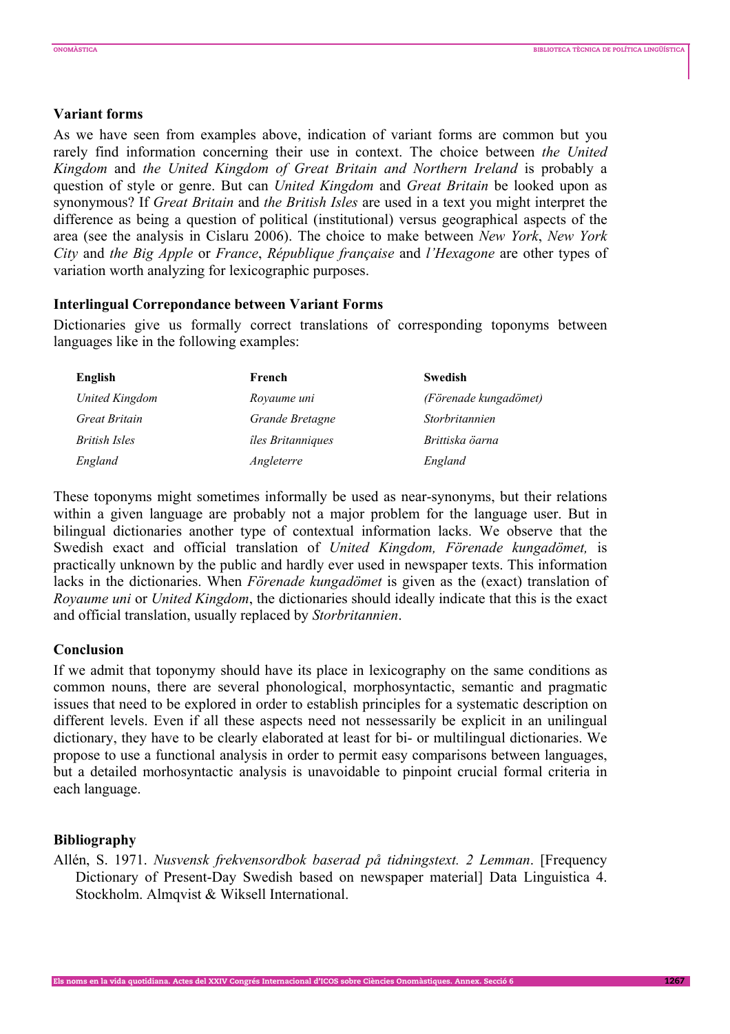### Variant forms

As we have seen from examples above, indication of variant forms are common but you rarely find information concerning their use in context. The choice between *the United Kingdom* and *the United Kingdom of Great Britain and Northern Ireland* is probably a question of style or genre. But can *United Kingdom* and *Great Britain* be looked upon as synonymous? If *Great Britain* and *the British Isles* are used in a text you might interpret the difference as being a question of political (institutional) versus geographical aspects of the area (see the analysis in Cislaru 2006). The choice to make between *New York*, *New York City* and *the Big Apple* or *France*, *République française* and *l'Hexagone* are other types of variation worth analyzing for lexicographic purposes.

### Interlingual Correpondance between Variant Forms

Dictionaries give us formally correct translations of corresponding toponyms between languages like in the following examples:

| English | French | Swedish |
|---|---|---|
| *United Kingdom* | *Royaume uni* | *(Förenade kungadömet)* |
| *Great Britain* | *Grande Bretagne* | *Storbritannien* |
| *British Isles* | *îles Britanniques* | *Brittiska öarna* |
| *England* | *Angleterre* | *England* |

These toponyms might sometimes informally be used as near-synonyms, but their relations within a given language are probably not a major problem for the language user. But in bilingual dictionaries another type of contextual information lacks. We observe that the Swedish exact and official translation of *United Kingdom, Förenade kungadömet,* is practically unknown by the public and hardly ever used in newspaper texts. This information lacks in the dictionaries. When *Förenade kungadömet* is given as the (exact) translation of *Royaume uni* or *United Kingdom*, the dictionaries should ideally indicate that this is the exact and official translation, usually replaced by *Storbritannien*.

### Conclusion

If we admit that toponymy should have its place in lexicography on the same conditions as common nouns, there are several phonological, morphosyntactic, semantic and pragmatic issues that need to be explored in order to establish principles for a systematic description on different levels. Even if all these aspects need not nessessarily be explicit in an unilingual dictionary, they have to be clearly elaborated at least for bi- or multilingual dictionaries. We propose to use a functional analysis in order to permit easy comparisons between languages, but a detailed morhosyntactic analysis is unavoidable to pinpoint crucial formal criteria in each language.

### Bibliography

Allén, S. 1971. *Nusvensk frekvensordbok baserad på tidningstext. 2 Lemman*. [Frequency Dictionary of Present-Day Swedish based on newspaper material] Data Linguistica 4. Stockholm. Almqvist & Wiksell International.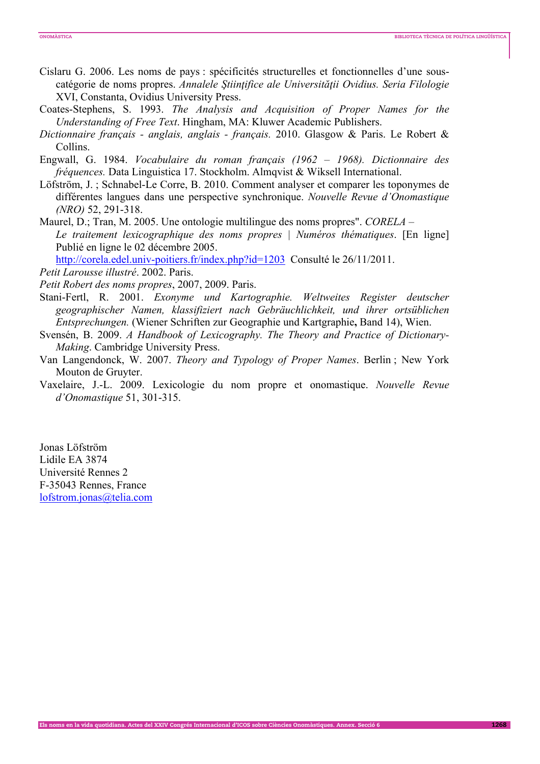Cislaru G. 2006. Les noms de pays : spécificités structurelles et fonctionnelles d'une sous-catégorie de noms propres. *Annalele Ştiinţifice ale Universităţii Ovidius. Seria Filologie* XVI, Constanta, Ovidius University Press.

Coates-Stephens, S. 1993. *The Analysis and Acquisition of Proper Names for the Understanding of Free Text*. Hingham, MA: Kluwer Academic Publishers.

*Dictionnaire français - anglais, anglais - français.* 2010. Glasgow & Paris. Le Robert & Collins.

Engwall, G. 1984. *Vocabulaire du roman français (1962 – 1968). Dictionnaire des fréquences.* Data Linguistica 17. Stockholm. Almqvist & Wiksell International.

Löfström, J. ; Schnabel-Le Corre, B. 2010. Comment analyser et comparer les toponymes de différentes langues dans une perspective synchronique. *Nouvelle Revue d'Onomastique (NRO)* 52, 291-318.

Maurel, D.; Tran, M. 2005. Une ontologie multilingue des noms propres". *CORELA – Le traitement lexicographique des noms propres | Numéros thématiques*. [En ligne] Publié en ligne le 02 décembre 2005. http://corela.edel.univ-poitiers.fr/index.php?id=1203 Consulté le 26/11/2011.

*Petit Larousse illustré*. 2002. Paris.

*Petit Robert des noms propres*, 2007, 2009. Paris.

Stani-Fertl, R. 2001. *Exonyme und Kartographie. Weltweites Register deutscher geographischer Namen, klassifiziert nach Gebräuchlichkeit, und ihrer ortsüblichen Entsprechungen.* (Wiener Schriften zur Geographie und Kartgraphie**,** Band 14), Wien.

Svensén, B. 2009. *A Handbook of Lexicography. The Theory and Practice of Dictionary-Making*. Cambridge University Press.

Van Langendonck, W. 2007. *Theory and Typology of Proper Names*. Berlin ; New York Mouton de Gruyter.

Vaxelaire, J.-L. 2009. Lexicologie du nom propre et onomastique. *Nouvelle Revue d'Onomastique* 51, 301-315.

Jonas Löfström
Lidile EA 3874
Université Rennes 2
F-35043 Rennes, France
lofstrom.jonas@telia.com